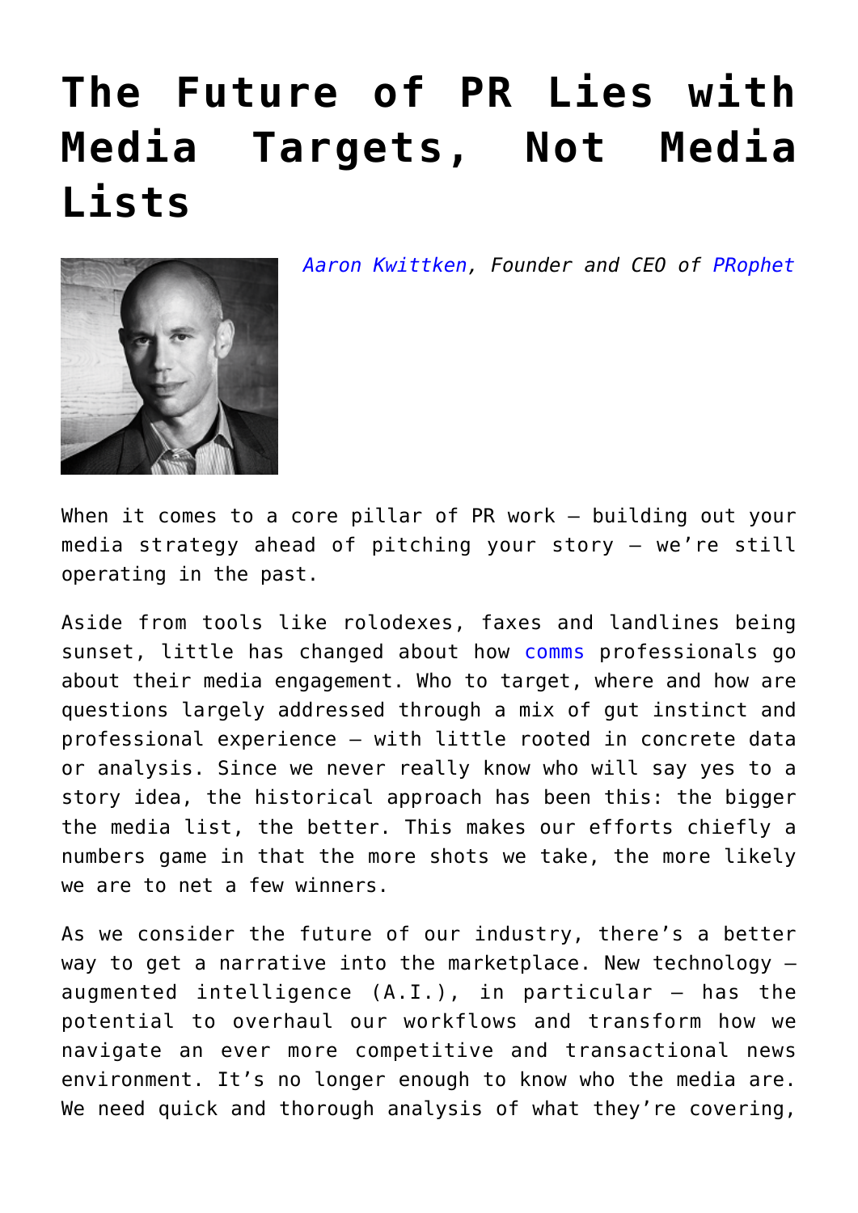# The Future of PR Lies with Media Targets, Not Media Lists

*Aaron Kwittken, Founder and CEO of PRophet*

When it comes to a core pillar of PR work – building out your media strategy ahead of pitching your story – we're still operating in the past.

Aside from tools like rolodexes, faxes and landlines being sunset, little has changed about how comms professionals go about their media engagement. Who to target, where and how are questions largely addressed through a mix of gut instinct and professional experience – with little rooted in concrete data or analysis. Since we never really know who will say yes to a story idea, the historical approach has been this: the bigger the media list, the better. This makes our efforts chiefly a numbers game in that the more shots we take, the more likely we are to net a few winners.

As we consider the future of our industry, there's a better way to get a narrative into the marketplace. New technology – augmented intelligence (A.I.), in particular – has the potential to overhaul our workflows and transform how we navigate an ever more competitive and transactional news environment. It's no longer enough to know who the media are. We need quick and thorough analysis of what they're covering,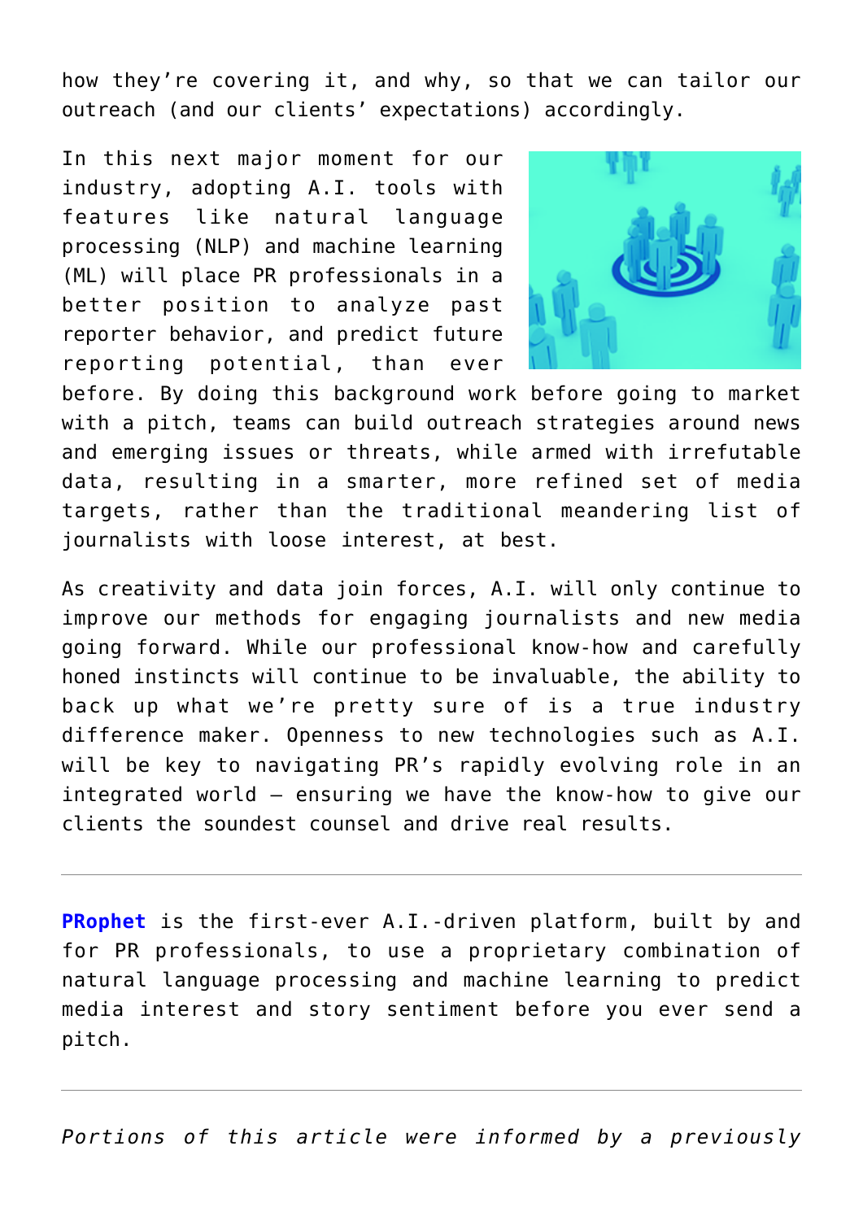how they're covering it, and why, so that we can tailor our outreach (and our clients' expectations) accordingly.

In this next major moment for our industry, adopting A.I. tools with features like natural language processing (NLP) and machine learning (ML) will place PR professionals in a better position to analyze past reporter behavior, and predict future reporting potential, than ever before. By doing this background work before going to market with a pitch, teams can build outreach strategies around news and emerging issues or threats, while armed with irrefutable data, resulting in a smarter, more refined set of media targets, rather than the traditional meandering list of journalists with loose interest, at best.

As creativity and data join forces, A.I. will only continue to improve our methods for engaging journalists and new media going forward. While our professional know-how and carefully honed instincts will continue to be invaluable, the ability to back up what we're pretty sure of is a true industry difference maker. Openness to new technologies such as A.I. will be key to navigating PR's rapidly evolving role in an integrated world – ensuring we have the know-how to give our clients the soundest counsel and drive real results.

---

**PRophet** is the first-ever A.I.-driven platform, built by and for PR professionals, to use a proprietary combination of natural language processing and machine learning to predict media interest and story sentiment before you ever send a pitch.

---

*Portions of this article were informed by a previously*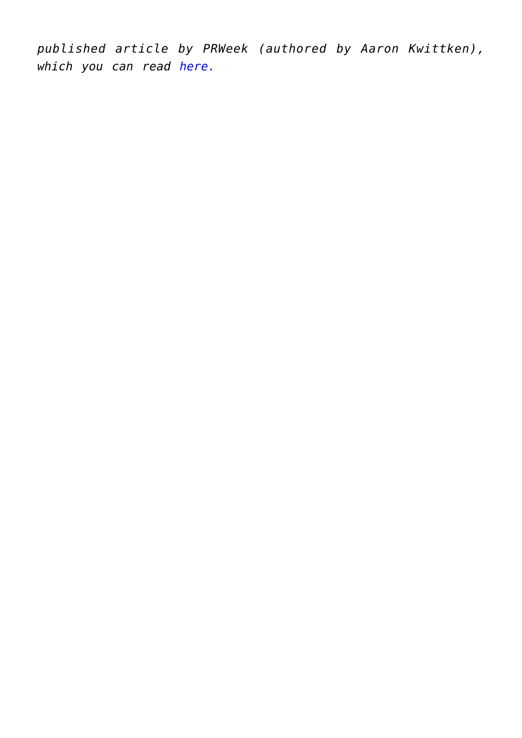*published article by PRWeek (authored by Aaron Kwittken), which you can read here.*